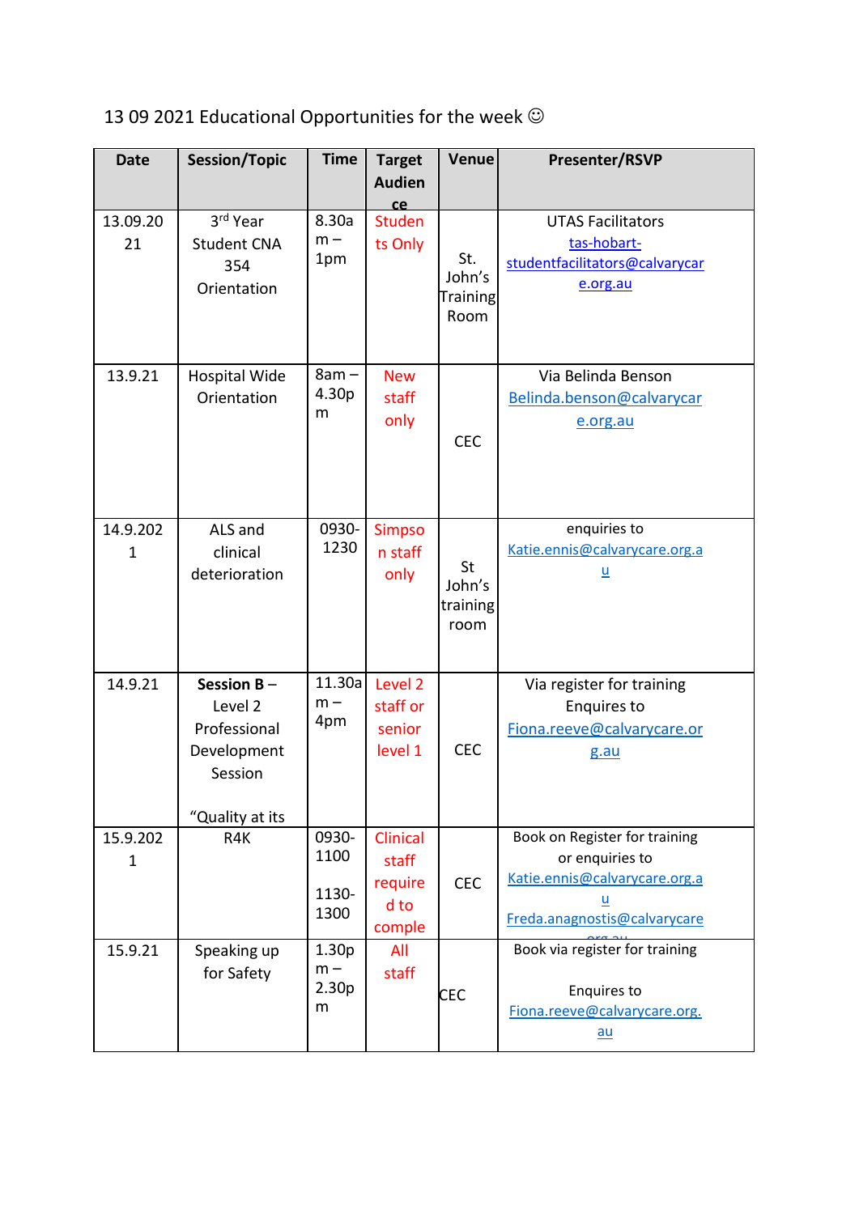13 09 2021 Educational Opportunities for the week ☺

| Date | Session/Topic | Time | Target Audience | Venue | Presenter/RSVP |
|---|---|---|---|---|---|
| 13.09.2021 | 3rd Year Student CNA 354 Orientation | 8.30am – 1pm | Students Only | St. John's Training Room | UTAS Facilitators tas-hobart-studentfacilitators@calvarycare.org.au |
| 13.9.21 | Hospital Wide Orientation | 8am – 4.30pm | New staff only | CEC | Via Belinda Benson Belinda.benson@calvarycare.org.au |
| 14.9.2021 | ALS and clinical deterioration | 0930-1230 | Simpson staff only | St John's training room | enquiries to Katie.ennis@calvarycare.org.au |
| 14.9.21 | **Session B** – Level 2 Professional Development Session "Quality at its | 11.30am – 4pm | Level 2 staff or senior level 1 | CEC | Via register for training Enquires to Fiona.reeve@calvarycare.org.au |
| 15.9.2021 | R4K | 0930-1100 1130-1300 | Clinical staff required to comple | CEC | Book on Register for training or enquiries to Katie.ennis@calvarycare.org.au Freda.anagnostis@calvarycare.org.au |
| 15.9.21 | Speaking up for Safety | 1.30pm – 2.30pm | All staff | CEC | Book via register for training Enquires to Fiona.reeve@calvarycare.org.au |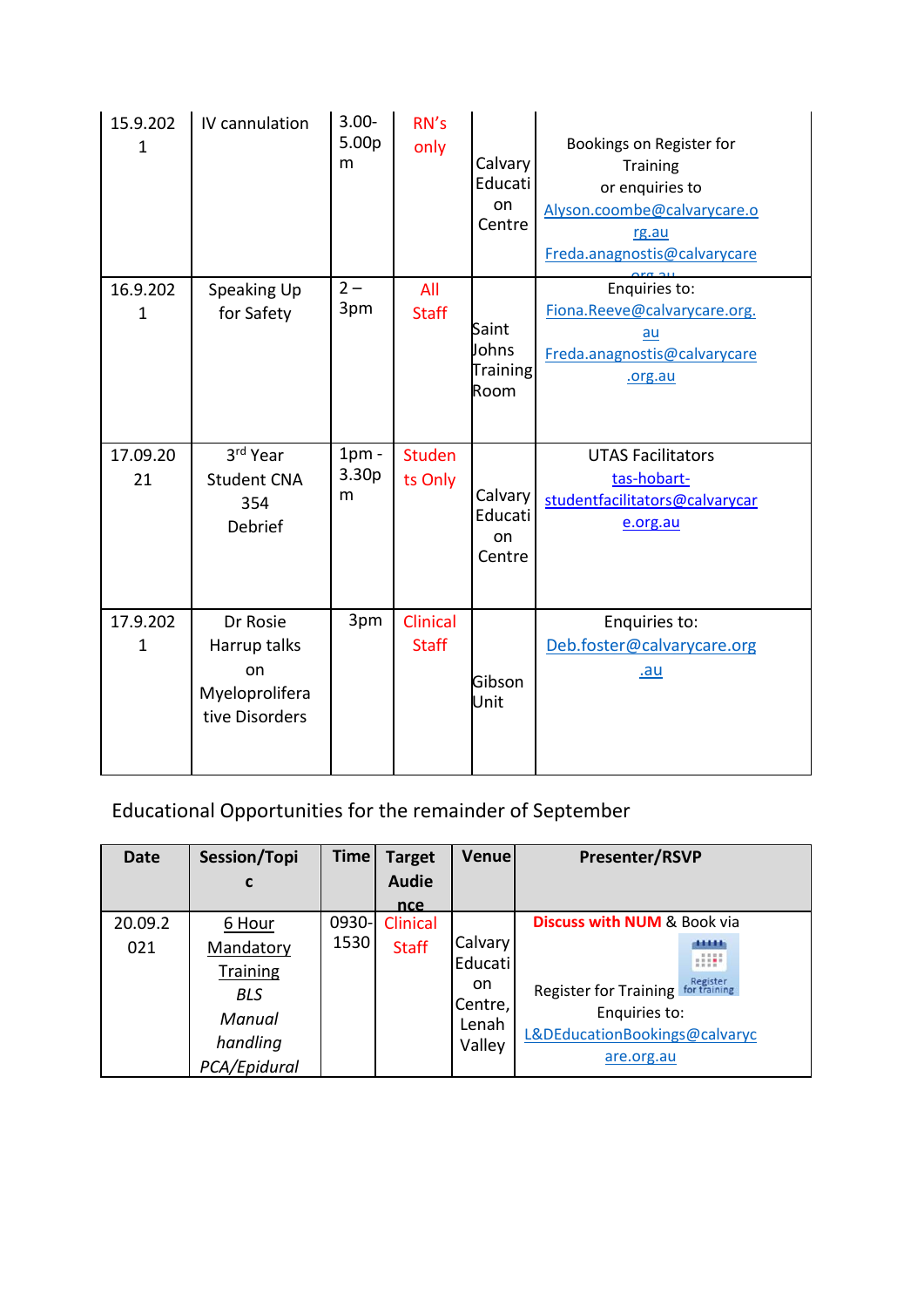| 15.9.2021 | IV cannulation | 3.00-5.00pm | RN's only | Calvary Education Centre | Bookings on Register for Training or enquiries to Alyson.coombe@calvarycare.org.au Freda.anagnostis@calvarycare.org.au |
|---|---|---|---|---|---|
| 16.9.2021 | Speaking Up for Safety | 2 – 3pm | All Staff | Saint Johns Training Room | Enquiries to: Fiona.Reeve@calvarycare.org.au Freda.anagnostis@calvarycare.org.au |
| 17.09.2021 | 3rd Year Student CNA 354 Debrief | 1pm - 3.30pm | Students Only | Calvary Education Centre | UTAS Facilitators tas-hobart-studentfacilitators@calvarycare.org.au |
| 17.9.2021 | Dr Rosie Harrup talks on Myeloproliferative Disorders | 3pm | Clinical Staff | Gibson Unit | Enquiries to: Deb.foster@calvarycare.org.au |

Educational Opportunities for the remainder of September

| Date | Session/Topic | Time | Target Audience | Venue | Presenter/RSVP |
|---|---|---|---|---|---|
| 20.09.2021 | 6 Hour Mandatory Training *BLS* *Manual handling* *PCA/Epidural* | 0930-1530 | Clinical Staff | Calvary Education Centre, Lenah Valley | **Discuss with NUM** & Book via Register for Training Enquiries to: L&DEducationBookings@calvarycare.org.au |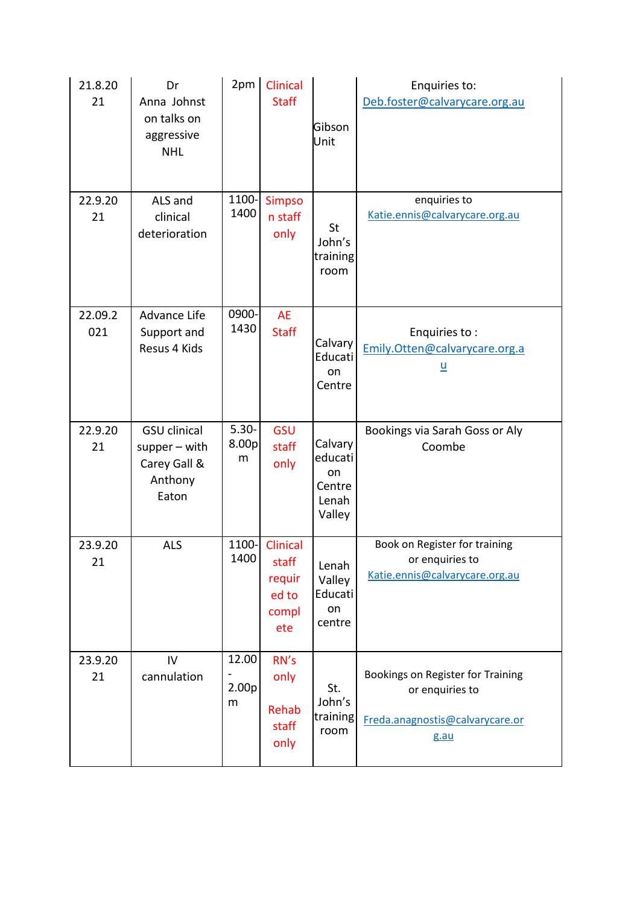| 21.8.2021 | Dr Anna Johnston talks on aggressive NHL | 2pm | Clinical Staff | Gibson Unit | Enquiries to: Deb.foster@calvarycare.org.au |
|---|---|---|---|---|---|
| 22.9.2021 | ALS and clinical deterioration | 1100-1400 | Simpson staff only | St John's training room | enquiries to Katie.ennis@calvarycare.org.au |
| 22.09.2021 | Advance Life Support and Resus 4 Kids | 0900-1430 | AE Staff | Calvary Education Centre | Enquiries to : Emily.Otten@calvarycare.org.au |
| 22.9.2021 | GSU clinical supper – with Carey Gall & Anthony Eaton | 5.30-8.00pm | GSU staff only | Calvary education Centre Lenah Valley | Bookings via Sarah Goss or Aly Coombe |
| 23.9.2021 | ALS | 1100-1400 | Clinical staff required to complete | Lenah Valley Education centre | Book on Register for training or enquiries to Katie.ennis@calvarycare.org.au |
| 23.9.2021 | IV cannulation | 12.00 - 2.00pm | RN's only Rehab staff only | St. John's training room | Bookings on Register for Training or enquiries to Freda.anagnostis@calvarycare.org.au |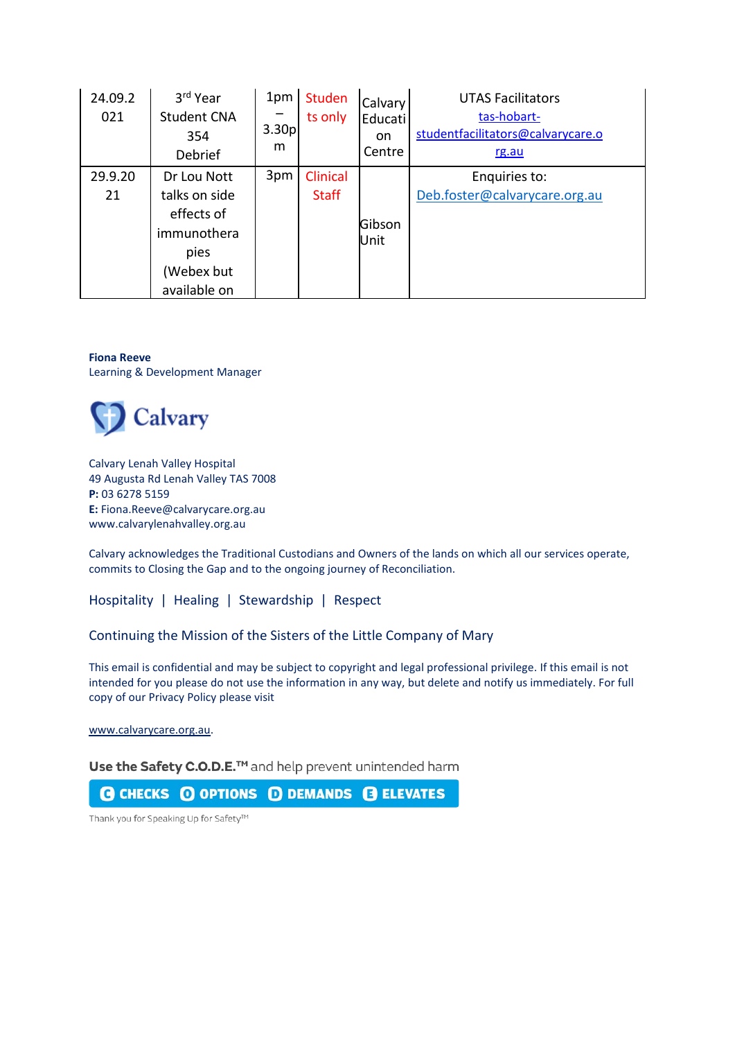| | | | | | |
|---|---|---|---|---|---|
| 24.09.2021 | 3rd Year Student CNA 354 Debrief | 1pm – 3.30pm | Students only | Calvary Education Centre | UTAS Facilitators tas-hobart-studentfacilitators@calvarycare.org.au |
| 29.9.2021 | Dr Lou Nott talks on side effects of immunotherapies (Webex but available on | 3pm | Clinical Staff | Gibson Unit | Enquiries to: Deb.foster@calvarycare.org.au |

**Fiona Reeve**
Learning & Development Manager

Calvary

Calvary Lenah Valley Hospital
49 Augusta Rd Lenah Valley TAS 7008
**P:** 03 6278 5159
**E:** Fiona.Reeve@calvarycare.org.au
www.calvarylenahvalley.org.au

Calvary acknowledges the Traditional Custodians and Owners of the lands on which all our services operate, commits to Closing the Gap and to the ongoing journey of Reconciliation.

Hospitality | Healing | Stewardship | Respect

Continuing the Mission of the Sisters of the Little Company of Mary

This email is confidential and may be subject to copyright and legal professional privilege. If this email is not intended for you please do not use the information in any way, but delete and notify us immediately. For full copy of our Privacy Policy please visit

www.calvarycare.org.au.

**Use the Safety C.O.D.E.™** and help prevent unintended harm

C CHECKS O OPTIONS D DEMANDS E ELEVATES

Thank you for Speaking Up for Safety™